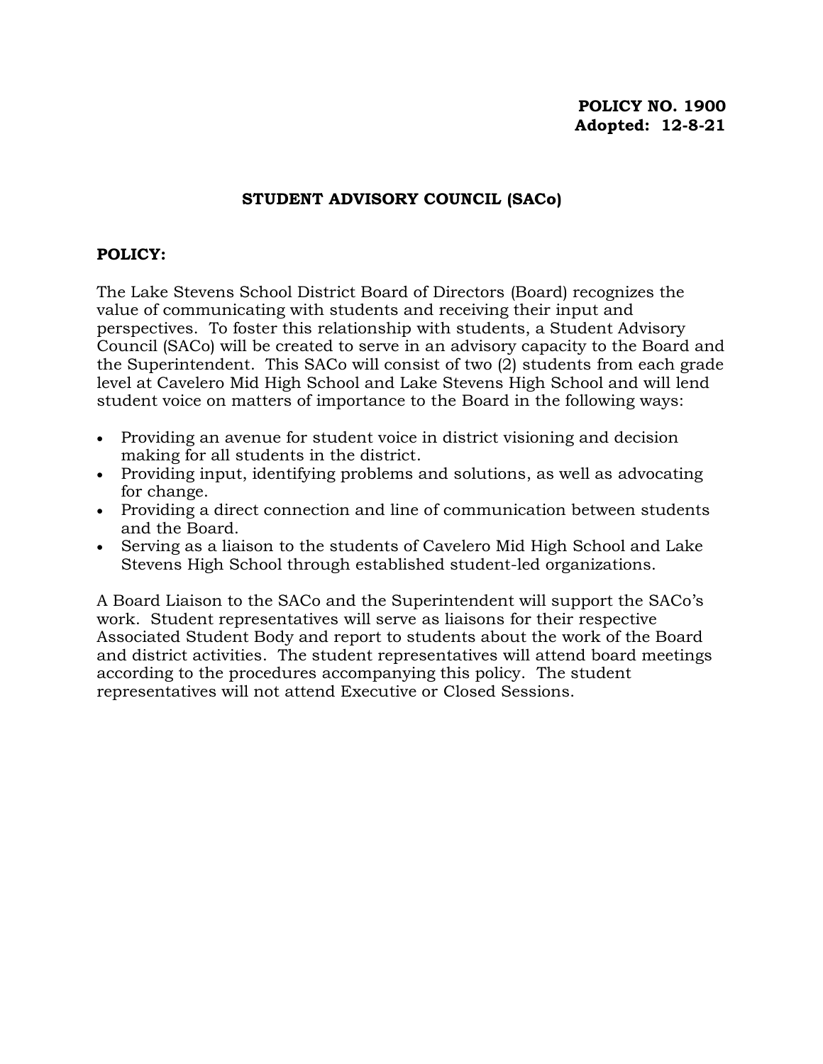**POLICY NO. 1900**
**Adopted: 12-8-21**

# STUDENT ADVISORY COUNCIL (SACo)

## POLICY:

The Lake Stevens School District Board of Directors (Board) recognizes the value of communicating with students and receiving their input and perspectives. To foster this relationship with students, a Student Advisory Council (SACo) will be created to serve in an advisory capacity to the Board and the Superintendent. This SACo will consist of two (2) students from each grade level at Cavelero Mid High School and Lake Stevens High School and will lend student voice on matters of importance to the Board in the following ways:

- Providing an avenue for student voice in district visioning and decision making for all students in the district.
- Providing input, identifying problems and solutions, as well as advocating for change.
- Providing a direct connection and line of communication between students and the Board.
- Serving as a liaison to the students of Cavelero Mid High School and Lake Stevens High School through established student-led organizations.

A Board Liaison to the SACo and the Superintendent will support the SACo's work. Student representatives will serve as liaisons for their respective Associated Student Body and report to students about the work of the Board and district activities. The student representatives will attend board meetings according to the procedures accompanying this policy. The student representatives will not attend Executive or Closed Sessions.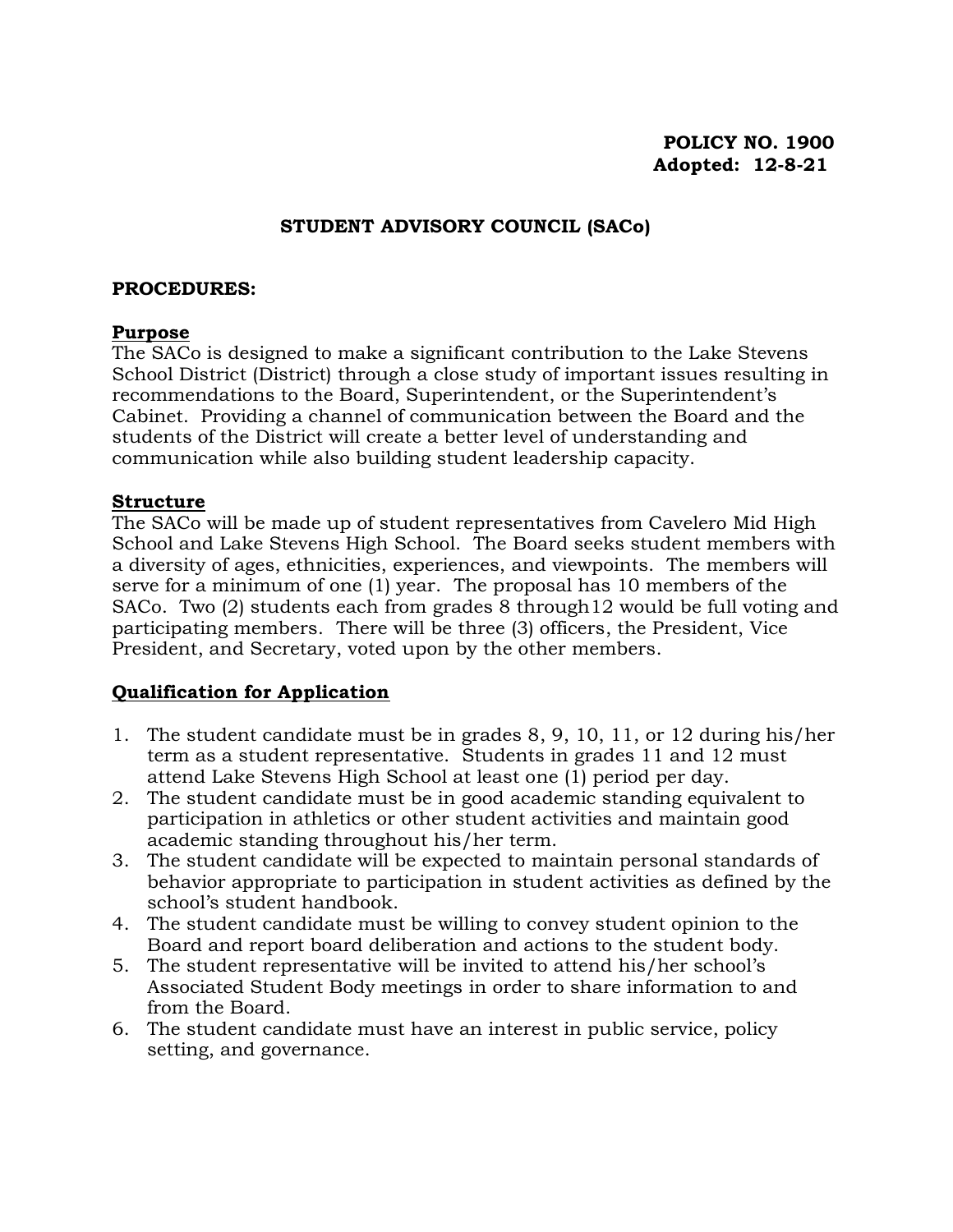**POLICY NO. 1900**
**Adopted: 12-8-21**

## STUDENT ADVISORY COUNCIL (SACo)

**PROCEDURES:**

### Purpose

The SACo is designed to make a significant contribution to the Lake Stevens School District (District) through a close study of important issues resulting in recommendations to the Board, Superintendent, or the Superintendent's Cabinet. Providing a channel of communication between the Board and the students of the District will create a better level of understanding and communication while also building student leadership capacity.

### Structure

The SACo will be made up of student representatives from Cavelero Mid High School and Lake Stevens High School. The Board seeks student members with a diversity of ages, ethnicities, experiences, and viewpoints. The members will serve for a minimum of one (1) year. The proposal has 10 members of the SACo. Two (2) students each from grades 8 through12 would be full voting and participating members. There will be three (3) officers, the President, Vice President, and Secretary, voted upon by the other members.

### Qualification for Application

1. The student candidate must be in grades 8, 9, 10, 11, or 12 during his/her term as a student representative. Students in grades 11 and 12 must attend Lake Stevens High School at least one (1) period per day.
2. The student candidate must be in good academic standing equivalent to participation in athletics or other student activities and maintain good academic standing throughout his/her term.
3. The student candidate will be expected to maintain personal standards of behavior appropriate to participation in student activities as defined by the school's student handbook.
4. The student candidate must be willing to convey student opinion to the Board and report board deliberation and actions to the student body.
5. The student representative will be invited to attend his/her school's Associated Student Body meetings in order to share information to and from the Board.
6. The student candidate must have an interest in public service, policy setting, and governance.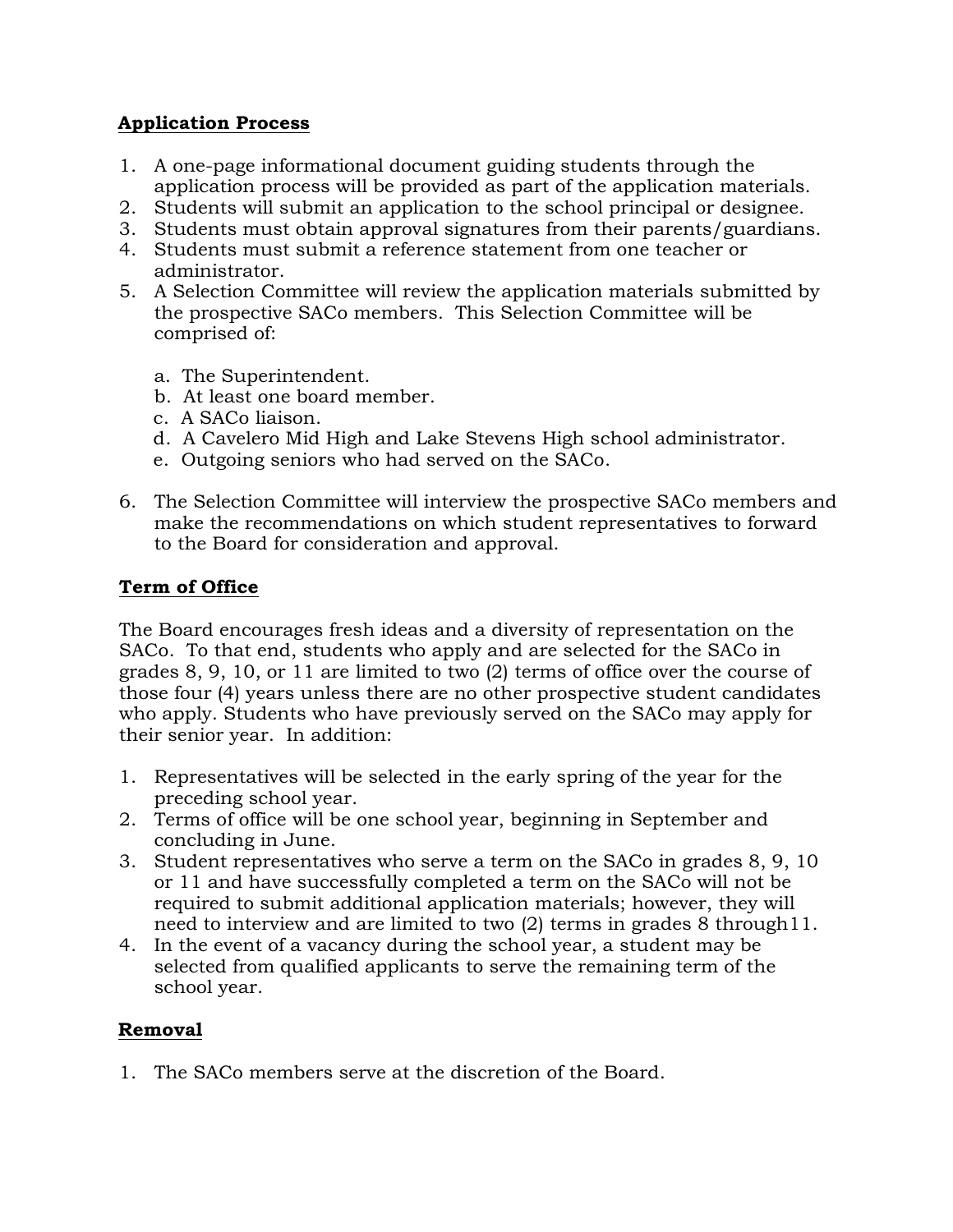**Application Process**

1. A one-page informational document guiding students through the application process will be provided as part of the application materials.
2. Students will submit an application to the school principal or designee.
3. Students must obtain approval signatures from their parents/guardians.
4. Students must submit a reference statement from one teacher or administrator.
5. A Selection Committee will review the application materials submitted by the prospective SACo members. This Selection Committee will be comprised of:

   a. The Superintendent.
   b. At least one board member.
   c. A SACo liaison.
   d. A Cavelero Mid High and Lake Stevens High school administrator.
   e. Outgoing seniors who had served on the SACo.

6. The Selection Committee will interview the prospective SACo members and make the recommendations on which student representatives to forward to the Board for consideration and approval.

**Term of Office**

The Board encourages fresh ideas and a diversity of representation on the SACo. To that end, students who apply and are selected for the SACo in grades 8, 9, 10, or 11 are limited to two (2) terms of office over the course of those four (4) years unless there are no other prospective student candidates who apply. Students who have previously served on the SACo may apply for their senior year. In addition:

1. Representatives will be selected in the early spring of the year for the preceding school year.
2. Terms of office will be one school year, beginning in September and concluding in June.
3. Student representatives who serve a term on the SACo in grades 8, 9, 10 or 11 and have successfully completed a term on the SACo will not be required to submit additional application materials; however, they will need to interview and are limited to two (2) terms in grades 8 through11.
4. In the event of a vacancy during the school year, a student may be selected from qualified applicants to serve the remaining term of the school year.

**Removal**

1. The SACo members serve at the discretion of the Board.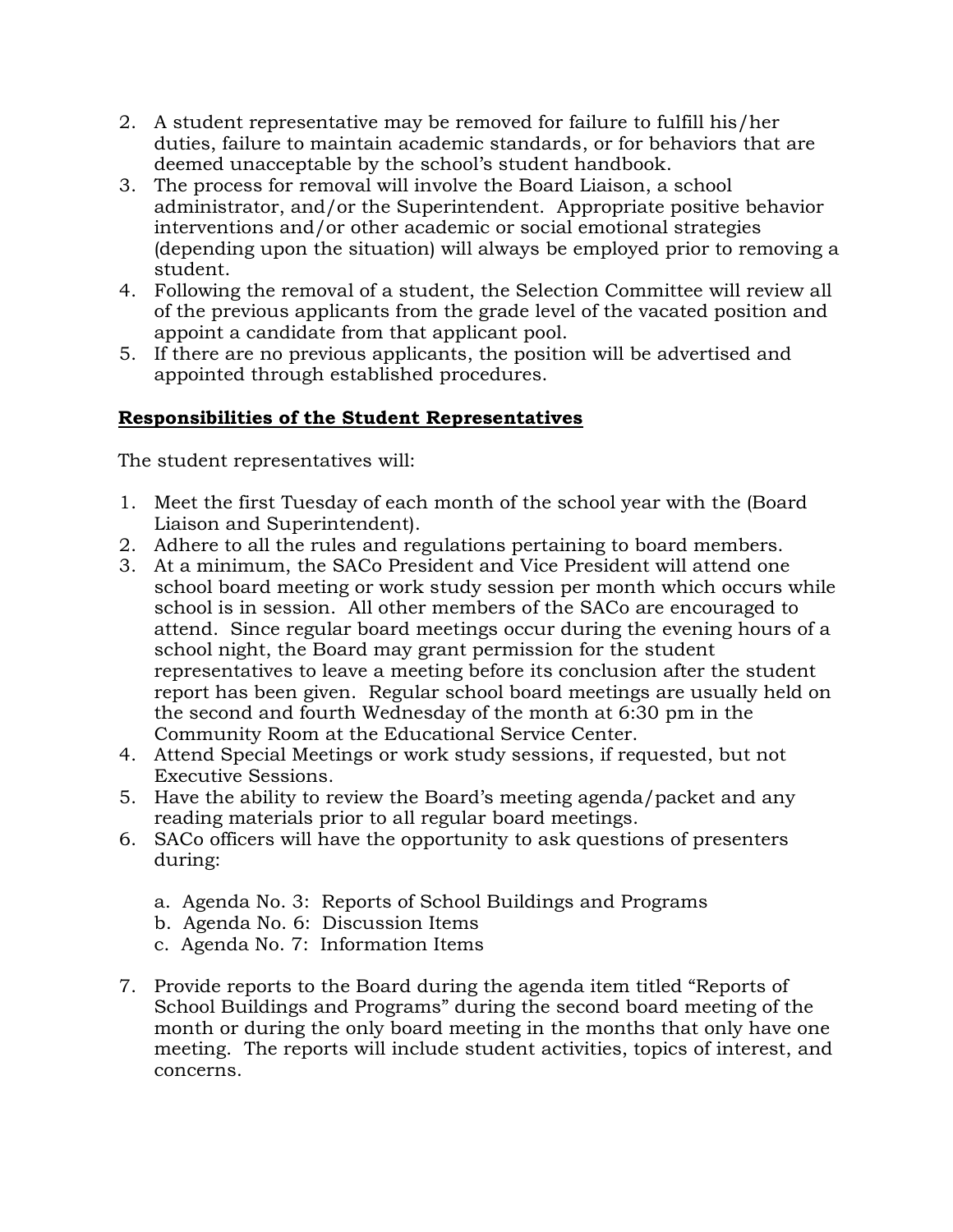2. A student representative may be removed for failure to fulfill his/her duties, failure to maintain academic standards, or for behaviors that are deemed unacceptable by the school's student handbook.
3. The process for removal will involve the Board Liaison, a school administrator, and/or the Superintendent. Appropriate positive behavior interventions and/or other academic or social emotional strategies (depending upon the situation) will always be employed prior to removing a student.
4. Following the removal of a student, the Selection Committee will review all of the previous applicants from the grade level of the vacated position and appoint a candidate from that applicant pool.
5. If there are no previous applicants, the position will be advertised and appointed through established procedures.

**Responsibilities of the Student Representatives**

The student representatives will:

1. Meet the first Tuesday of each month of the school year with the (Board Liaison and Superintendent).
2. Adhere to all the rules and regulations pertaining to board members.
3. At a minimum, the SACo President and Vice President will attend one school board meeting or work study session per month which occurs while school is in session. All other members of the SACo are encouraged to attend. Since regular board meetings occur during the evening hours of a school night, the Board may grant permission for the student representatives to leave a meeting before its conclusion after the student report has been given. Regular school board meetings are usually held on the second and fourth Wednesday of the month at 6:30 pm in the Community Room at the Educational Service Center.
4. Attend Special Meetings or work study sessions, if requested, but not Executive Sessions.
5. Have the ability to review the Board's meeting agenda/packet and any reading materials prior to all regular board meetings.
6. SACo officers will have the opportunity to ask questions of presenters during:

   a. Agenda No. 3: Reports of School Buildings and Programs
   b. Agenda No. 6: Discussion Items
   c. Agenda No. 7: Information Items

7. Provide reports to the Board during the agenda item titled "Reports of School Buildings and Programs" during the second board meeting of the month or during the only board meeting in the months that only have one meeting. The reports will include student activities, topics of interest, and concerns.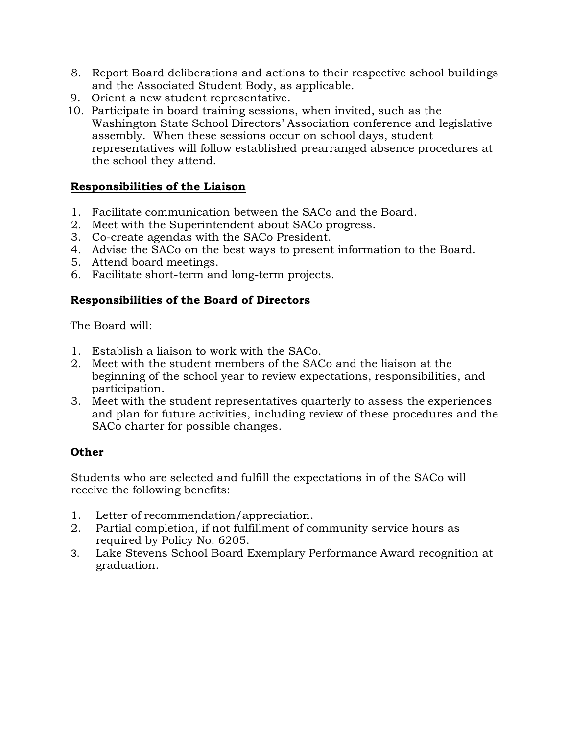8. Report Board deliberations and actions to their respective school buildings and the Associated Student Body, as applicable.
9. Orient a new student representative.
10. Participate in board training sessions, when invited, such as the Washington State School Directors' Association conference and legislative assembly. When these sessions occur on school days, student representatives will follow established prearranged absence procedures at the school they attend.

**Responsibilities of the Liaison**

1. Facilitate communication between the SACo and the Board.
2. Meet with the Superintendent about SACo progress.
3. Co-create agendas with the SACo President.
4. Advise the SACo on the best ways to present information to the Board.
5. Attend board meetings.
6. Facilitate short-term and long-term projects.

**Responsibilities of the Board of Directors**

The Board will:

1. Establish a liaison to work with the SACo.
2. Meet with the student members of the SACo and the liaison at the beginning of the school year to review expectations, responsibilities, and participation.
3. Meet with the student representatives quarterly to assess the experiences and plan for future activities, including review of these procedures and the SACo charter for possible changes.

**Other**

Students who are selected and fulfill the expectations in of the SACo will receive the following benefits:

1. Letter of recommendation/appreciation.
2. Partial completion, if not fulfillment of community service hours as required by Policy No. 6205.
3. Lake Stevens School Board Exemplary Performance Award recognition at graduation.